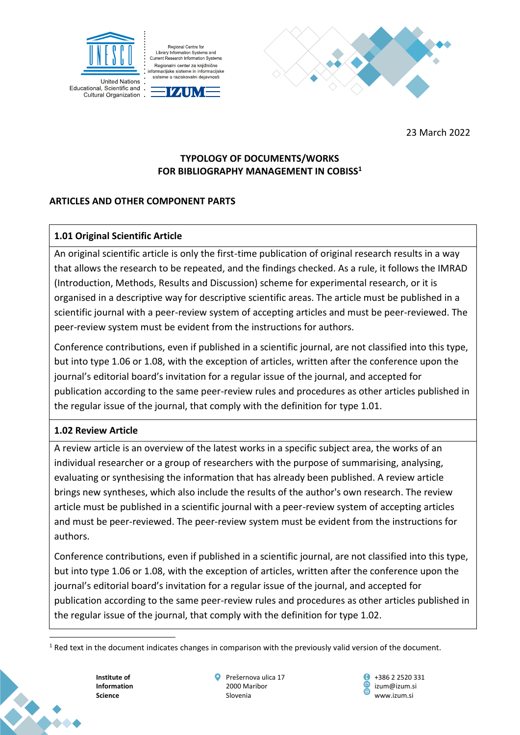23 March 2022

# TYPOLOGY OF DOCUMENTS/WORKS FOR BIBLIOGRAPHY MANAGEMENT IN COBISS[1]

## ARTICLES AND OTHER COMPONENT PARTS

### 1.01 Original Scientific Article

An original scientific article is only the first-time publication of original research results in a way that allows the research to be repeated, and the findings checked. As a rule, it follows the IMRAD (Introduction, Methods, Results and Discussion) scheme for experimental research, or it is organised in a descriptive way for descriptive scientific areas. The article must be published in a scientific journal with a peer-review system of accepting articles and must be peer-reviewed. The peer-review system must be evident from the instructions for authors.

Conference contributions, even if published in a scientific journal, are not classified into this type, but into type 1.06 or 1.08, with the exception of articles, written after the conference upon the journal's editorial board's invitation for a regular issue of the journal, and accepted for publication according to the same peer-review rules and procedures as other articles published in the regular issue of the journal, that comply with the definition for type 1.01.

### 1.02 Review Article

A review article is an overview of the latest works in a specific subject area, the works of an individual researcher or a group of researchers with the purpose of summarising, analysing, evaluating or synthesising the information that has already been published. A review article brings new syntheses, which also include the results of the author's own research. The review article must be published in a scientific journal with a peer-review system of accepting articles and must be peer-reviewed. The peer-review system must be evident from the instructions for authors.

Conference contributions, even if published in a scientific journal, are not classified into this type, but into type 1.06 or 1.08, with the exception of articles, written after the conference upon the journal's editorial board's invitation for a regular issue of the journal, and accepted for publication according to the same peer-review rules and procedures as other articles published in the regular issue of the journal, that comply with the definition for type 1.02.

[1] Red text in the document indicates changes in comparison with the previously valid version of the document.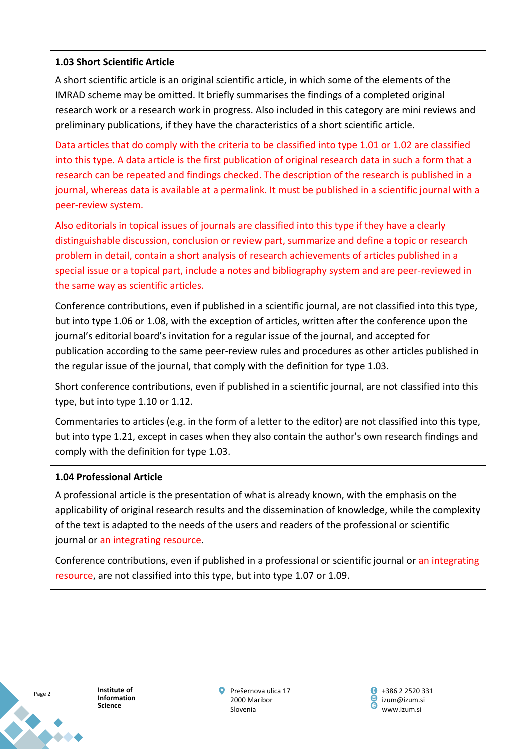### 1.03 Short Scientific Article

A short scientific article is an original scientific article, in which some of the elements of the IMRAD scheme may be omitted. It briefly summarises the findings of a completed original research work or a research work in progress. Also included in this category are mini reviews and preliminary publications, if they have the characteristics of a short scientific article.

Data articles that do comply with the criteria to be classified into type 1.01 or 1.02 are classified into this type. A data article is the first publication of original research data in such a form that a research can be repeated and findings checked. The description of the research is published in a journal, whereas data is available at a permalink. It must be published in a scientific journal with a peer-review system.

Also editorials in topical issues of journals are classified into this type if they have a clearly distinguishable discussion, conclusion or review part, summarize and define a topic or research problem in detail, contain a short analysis of research achievements of articles published in a special issue or a topical part, include a notes and bibliography system and are peer-reviewed in the same way as scientific articles.

Conference contributions, even if published in a scientific journal, are not classified into this type, but into type 1.06 or 1.08, with the exception of articles, written after the conference upon the journal's editorial board's invitation for a regular issue of the journal, and accepted for publication according to the same peer-review rules and procedures as other articles published in the regular issue of the journal, that comply with the definition for type 1.03.

Short conference contributions, even if published in a scientific journal, are not classified into this type, but into type 1.10 or 1.12.

Commentaries to articles (e.g. in the form of a letter to the editor) are not classified into this type, but into type 1.21, except in cases when they also contain the author's own research findings and comply with the definition for type 1.03.

### 1.04 Professional Article

A professional article is the presentation of what is already known, with the emphasis on the applicability of original research results and the dissemination of knowledge, while the complexity of the text is adapted to the needs of the users and readers of the professional or scientific journal or an integrating resource.

Conference contributions, even if published in a professional or scientific journal or an integrating resource, are not classified into this type, but into type 1.07 or 1.09.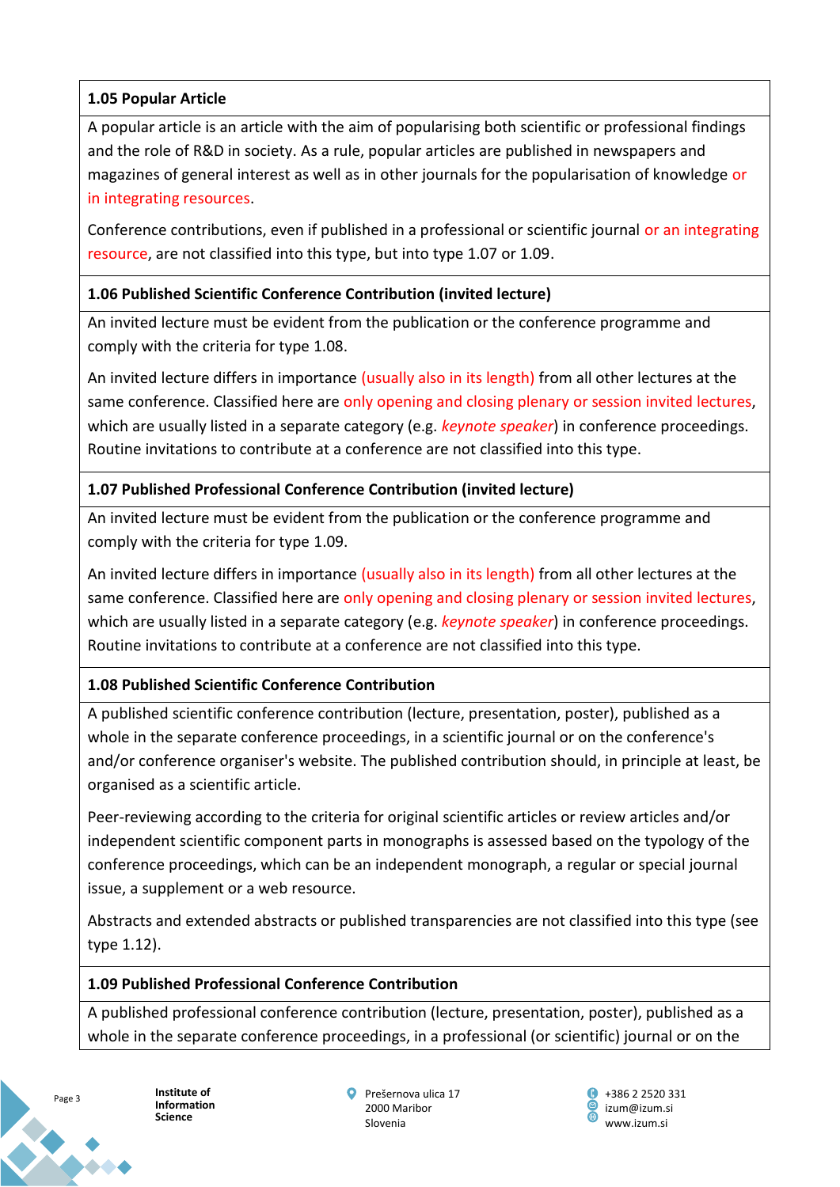### 1.05 Popular Article

A popular article is an article with the aim of popularising both scientific or professional findings and the role of R&D in society. As a rule, popular articles are published in newspapers and magazines of general interest as well as in other journals for the popularisation of knowledge or in integrating resources.

Conference contributions, even if published in a professional or scientific journal or an integrating resource, are not classified into this type, but into type 1.07 or 1.09.

### 1.06 Published Scientific Conference Contribution (invited lecture)

An invited lecture must be evident from the publication or the conference programme and comply with the criteria for type 1.08.

An invited lecture differs in importance (usually also in its length) from all other lectures at the same conference. Classified here are only opening and closing plenary or session invited lectures, which are usually listed in a separate category (e.g. *keynote speaker*) in conference proceedings. Routine invitations to contribute at a conference are not classified into this type.

### 1.07 Published Professional Conference Contribution (invited lecture)

An invited lecture must be evident from the publication or the conference programme and comply with the criteria for type 1.09.

An invited lecture differs in importance (usually also in its length) from all other lectures at the same conference. Classified here are only opening and closing plenary or session invited lectures, which are usually listed in a separate category (e.g. *keynote speaker*) in conference proceedings. Routine invitations to contribute at a conference are not classified into this type.

### 1.08 Published Scientific Conference Contribution

A published scientific conference contribution (lecture, presentation, poster), published as a whole in the separate conference proceedings, in a scientific journal or on the conference's and/or conference organiser's website. The published contribution should, in principle at least, be organised as a scientific article.

Peer-reviewing according to the criteria for original scientific articles or review articles and/or independent scientific component parts in monographs is assessed based on the typology of the conference proceedings, which can be an independent monograph, a regular or special journal issue, a supplement or a web resource.

Abstracts and extended abstracts or published transparencies are not classified into this type (see type 1.12).

### 1.09 Published Professional Conference Contribution

A published professional conference contribution (lecture, presentation, poster), published as a whole in the separate conference proceedings, in a professional (or scientific) journal or on the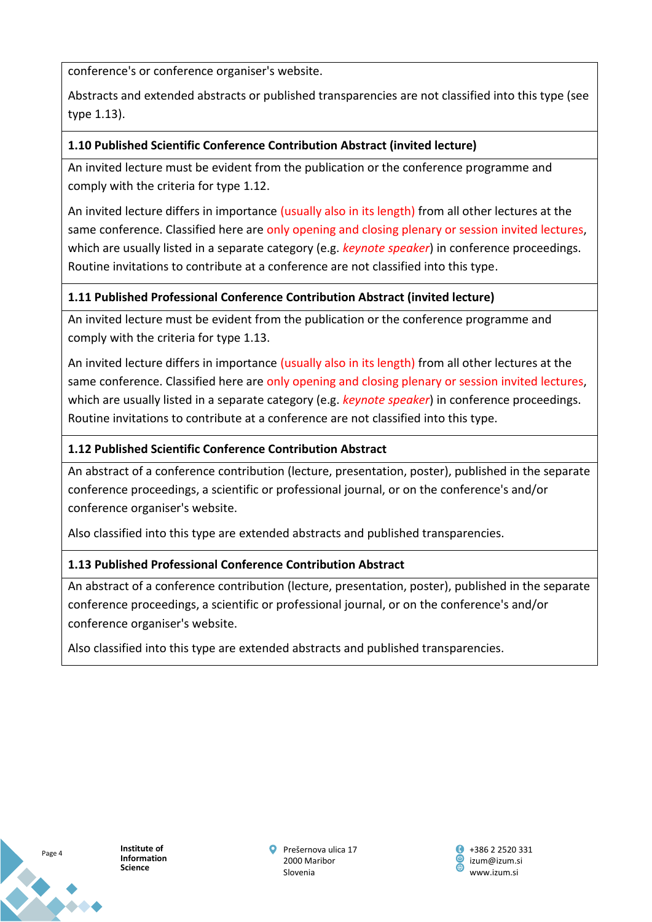conference's or conference organiser's website.

Abstracts and extended abstracts or published transparencies are not classified into this type (see type 1.13).

**1.10 Published Scientific Conference Contribution Abstract (invited lecture)**

An invited lecture must be evident from the publication or the conference programme and comply with the criteria for type 1.12.

An invited lecture differs in importance (usually also in its length) from all other lectures at the same conference. Classified here are only opening and closing plenary or session invited lectures, which are usually listed in a separate category (e.g. *keynote speaker*) in conference proceedings. Routine invitations to contribute at a conference are not classified into this type.

**1.11 Published Professional Conference Contribution Abstract (invited lecture)**

An invited lecture must be evident from the publication or the conference programme and comply with the criteria for type 1.13.

An invited lecture differs in importance (usually also in its length) from all other lectures at the same conference. Classified here are only opening and closing plenary or session invited lectures, which are usually listed in a separate category (e.g. *keynote speaker*) in conference proceedings. Routine invitations to contribute at a conference are not classified into this type.

**1.12 Published Scientific Conference Contribution Abstract**

An abstract of a conference contribution (lecture, presentation, poster), published in the separate conference proceedings, a scientific or professional journal, or on the conference's and/or conference organiser's website.

Also classified into this type are extended abstracts and published transparencies.

**1.13 Published Professional Conference Contribution Abstract**

An abstract of a conference contribution (lecture, presentation, poster), published in the separate conference proceedings, a scientific or professional journal, or on the conference's and/or conference organiser's website.

Also classified into this type are extended abstracts and published transparencies.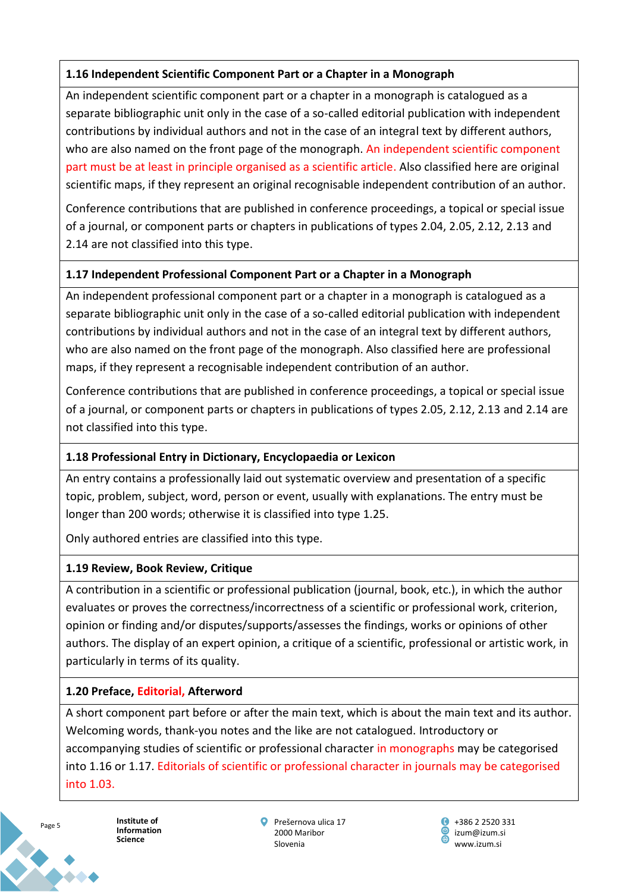### 1.16 Independent Scientific Component Part or a Chapter in a Monograph

An independent scientific component part or a chapter in a monograph is catalogued as a separate bibliographic unit only in the case of a so-called editorial publication with independent contributions by individual authors and not in the case of an integral text by different authors, who are also named on the front page of the monograph. An independent scientific component part must be at least in principle organised as a scientific article. Also classified here are original scientific maps, if they represent an original recognisable independent contribution of an author.

Conference contributions that are published in conference proceedings, a topical or special issue of a journal, or component parts or chapters in publications of types 2.04, 2.05, 2.12, 2.13 and 2.14 are not classified into this type.

### 1.17 Independent Professional Component Part or a Chapter in a Monograph

An independent professional component part or a chapter in a monograph is catalogued as a separate bibliographic unit only in the case of a so-called editorial publication with independent contributions by individual authors and not in the case of an integral text by different authors, who are also named on the front page of the monograph. Also classified here are professional maps, if they represent a recognisable independent contribution of an author.

Conference contributions that are published in conference proceedings, a topical or special issue of a journal, or component parts or chapters in publications of types 2.05, 2.12, 2.13 and 2.14 are not classified into this type.

### 1.18 Professional Entry in Dictionary, Encyclopaedia or Lexicon

An entry contains a professionally laid out systematic overview and presentation of a specific topic, problem, subject, word, person or event, usually with explanations. The entry must be longer than 200 words; otherwise it is classified into type 1.25.

Only authored entries are classified into this type.

### 1.19 Review, Book Review, Critique

A contribution in a scientific or professional publication (journal, book, etc.), in which the author evaluates or proves the correctness/incorrectness of a scientific or professional work, criterion, opinion or finding and/or disputes/supports/assesses the findings, works or opinions of other authors. The display of an expert opinion, a critique of a scientific, professional or artistic work, in particularly in terms of its quality.

### 1.20 Preface, Editorial, Afterword

A short component part before or after the main text, which is about the main text and its author. Welcoming words, thank-you notes and the like are not catalogued. Introductory or accompanying studies of scientific or professional character in monographs may be categorised into 1.16 or 1.17. Editorials of scientific or professional character in journals may be categorised into 1.03.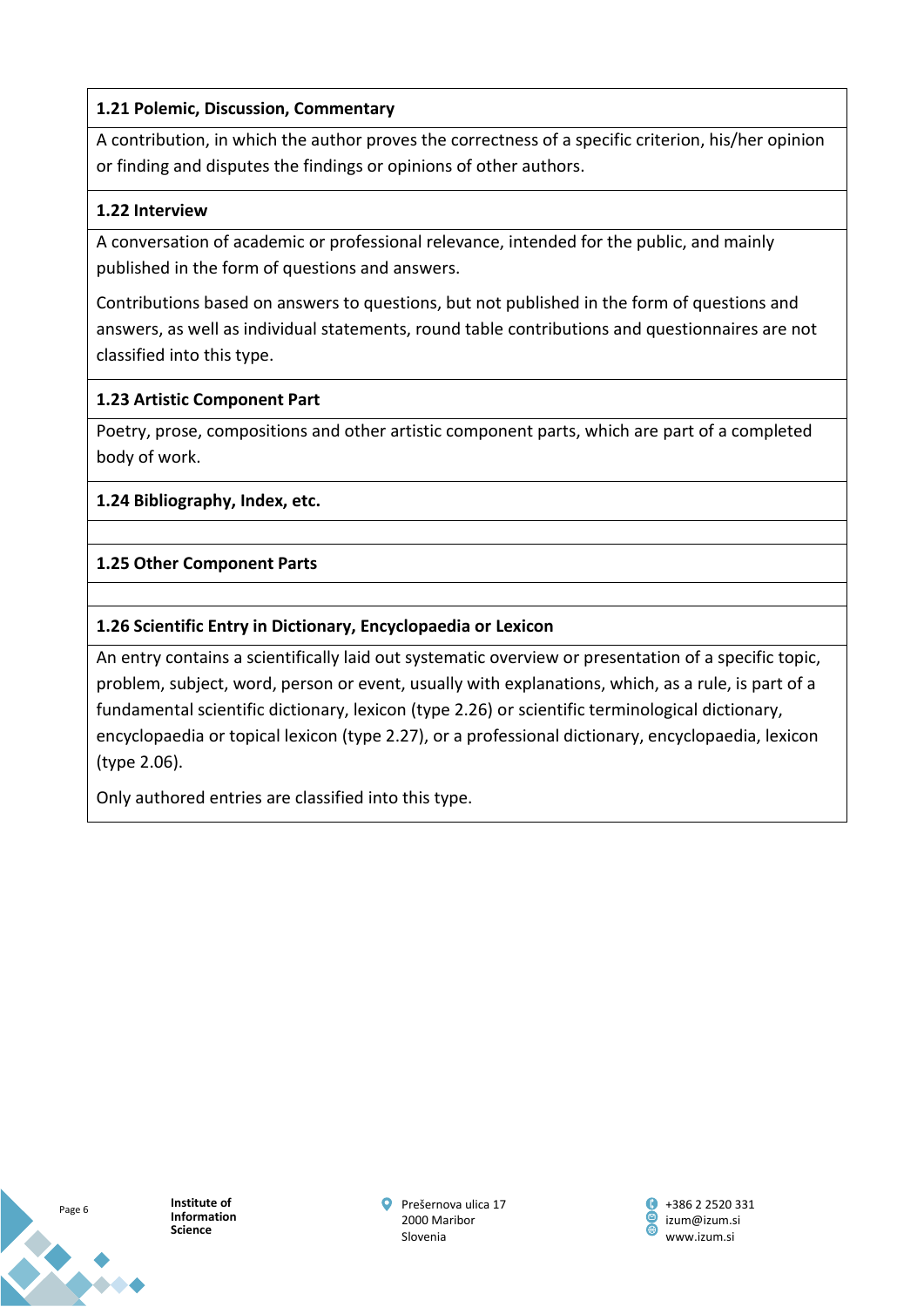**1.21 Polemic, Discussion, Commentary**

A contribution, in which the author proves the correctness of a specific criterion, his/her opinion or finding and disputes the findings or opinions of other authors.

**1.22 Interview**

A conversation of academic or professional relevance, intended for the public, and mainly published in the form of questions and answers.

Contributions based on answers to questions, but not published in the form of questions and answers, as well as individual statements, round table contributions and questionnaires are not classified into this type.

**1.23 Artistic Component Part**

Poetry, prose, compositions and other artistic component parts, which are part of a completed body of work.

**1.24 Bibliography, Index, etc.**

**1.25 Other Component Parts**

**1.26 Scientific Entry in Dictionary, Encyclopaedia or Lexicon**

An entry contains a scientifically laid out systematic overview or presentation of a specific topic, problem, subject, word, person or event, usually with explanations, which, as a rule, is part of a fundamental scientific dictionary, lexicon (type 2.26) or scientific terminological dictionary, encyclopaedia or topical lexicon (type 2.27), or a professional dictionary, encyclopaedia, lexicon (type 2.06).

Only authored entries are classified into this type.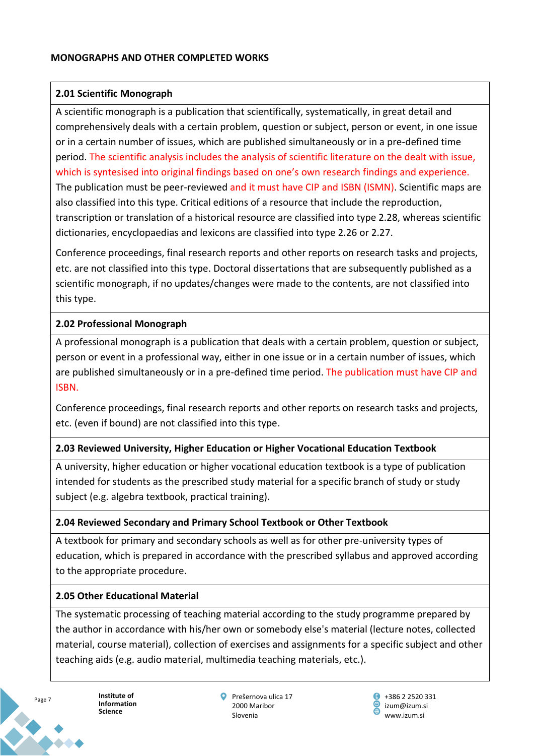**MONOGRAPHS AND OTHER COMPLETED WORKS**

### 2.01 Scientific Monograph

A scientific monograph is a publication that scientifically, systematically, in great detail and comprehensively deals with a certain problem, question or subject, person or event, in one issue or in a certain number of issues, which are published simultaneously or in a pre-defined time period. The scientific analysis includes the analysis of scientific literature on the dealt with issue, which is syntesised into original findings based on one's own research findings and experience. The publication must be peer-reviewed and it must have CIP and ISBN (ISMN). Scientific maps are also classified into this type. Critical editions of a resource that include the reproduction, transcription or translation of a historical resource are classified into type 2.28, whereas scientific dictionaries, encyclopaedias and lexicons are classified into type 2.26 or 2.27.

Conference proceedings, final research reports and other reports on research tasks and projects, etc. are not classified into this type. Doctoral dissertations that are subsequently published as a scientific monograph, if no updates/changes were made to the contents, are not classified into this type.

### 2.02 Professional Monograph

A professional monograph is a publication that deals with a certain problem, question or subject, person or event in a professional way, either in one issue or in a certain number of issues, which are published simultaneously or in a pre-defined time period. The publication must have CIP and ISBN.

Conference proceedings, final research reports and other reports on research tasks and projects, etc. (even if bound) are not classified into this type.

### 2.03 Reviewed University, Higher Education or Higher Vocational Education Textbook

A university, higher education or higher vocational education textbook is a type of publication intended for students as the prescribed study material for a specific branch of study or study subject (e.g. algebra textbook, practical training).

### 2.04 Reviewed Secondary and Primary School Textbook or Other Textbook

A textbook for primary and secondary schools as well as for other pre-university types of education, which is prepared in accordance with the prescribed syllabus and approved according to the appropriate procedure.

### 2.05 Other Educational Material

The systematic processing of teaching material according to the study programme prepared by the author in accordance with his/her own or somebody else's material (lecture notes, collected material, course material), collection of exercises and assignments for a specific subject and other teaching aids (e.g. audio material, multimedia teaching materials, etc.).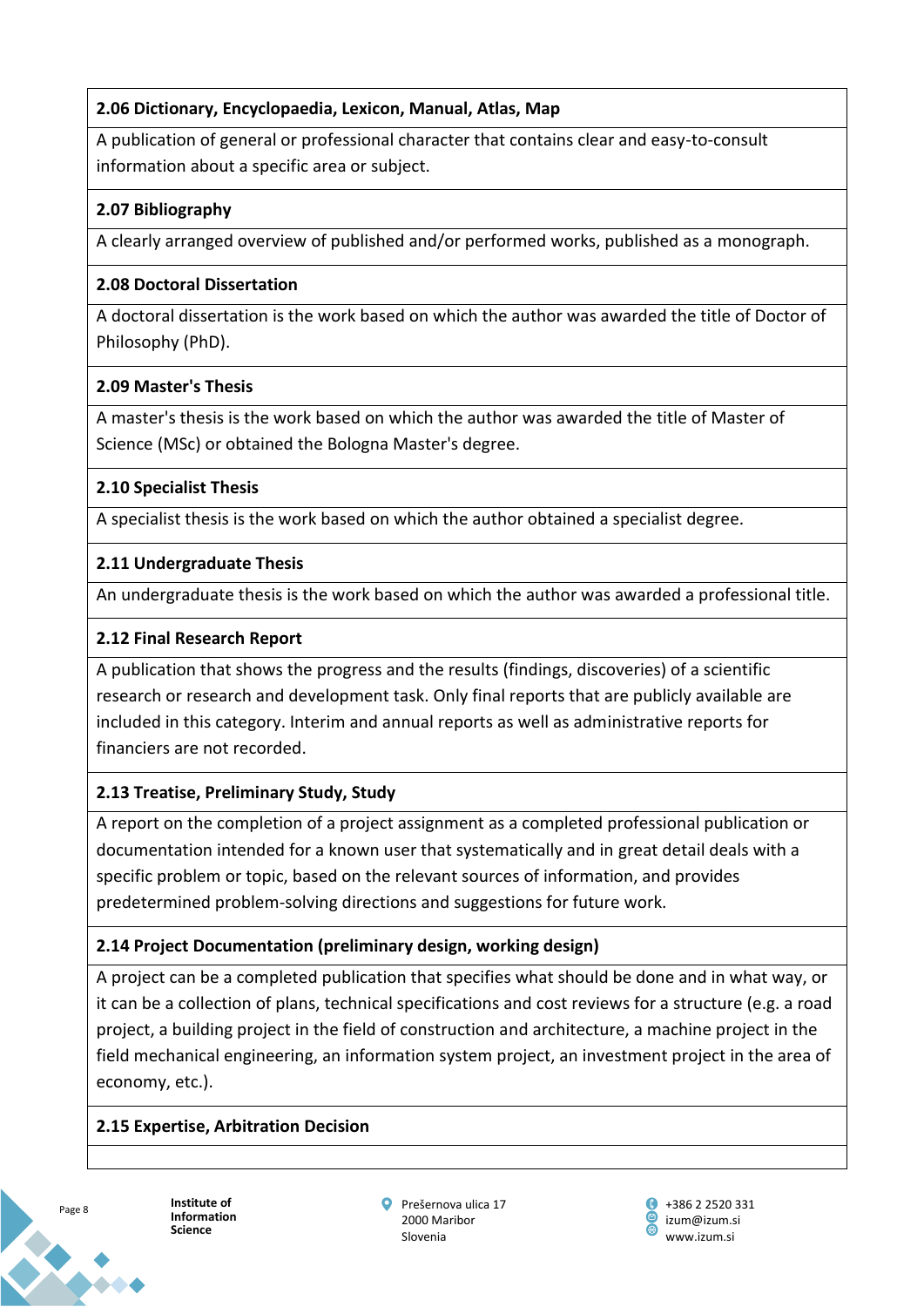**2.06 Dictionary, Encyclopaedia, Lexicon, Manual, Atlas, Map**

A publication of general or professional character that contains clear and easy-to-consult information about a specific area or subject.

**2.07 Bibliography**

A clearly arranged overview of published and/or performed works, published as a monograph.

**2.08 Doctoral Dissertation**

A doctoral dissertation is the work based on which the author was awarded the title of Doctor of Philosophy (PhD).

**2.09 Master's Thesis**

A master's thesis is the work based on which the author was awarded the title of Master of Science (MSc) or obtained the Bologna Master's degree.

**2.10 Specialist Thesis**

A specialist thesis is the work based on which the author obtained a specialist degree.

**2.11 Undergraduate Thesis**

An undergraduate thesis is the work based on which the author was awarded a professional title.

**2.12 Final Research Report**

A publication that shows the progress and the results (findings, discoveries) of a scientific research or research and development task. Only final reports that are publicly available are included in this category. Interim and annual reports as well as administrative reports for financiers are not recorded.

**2.13 Treatise, Preliminary Study, Study**

A report on the completion of a project assignment as a completed professional publication or documentation intended for a known user that systematically and in great detail deals with a specific problem or topic, based on the relevant sources of information, and provides predetermined problem-solving directions and suggestions for future work.

**2.14 Project Documentation (preliminary design, working design)**

A project can be a completed publication that specifies what should be done and in what way, or it can be a collection of plans, technical specifications and cost reviews for a structure (e.g. a road project, a building project in the field of construction and architecture, a machine project in the field mechanical engineering, an information system project, an investment project in the area of economy, etc.).

**2.15 Expertise, Arbitration Decision**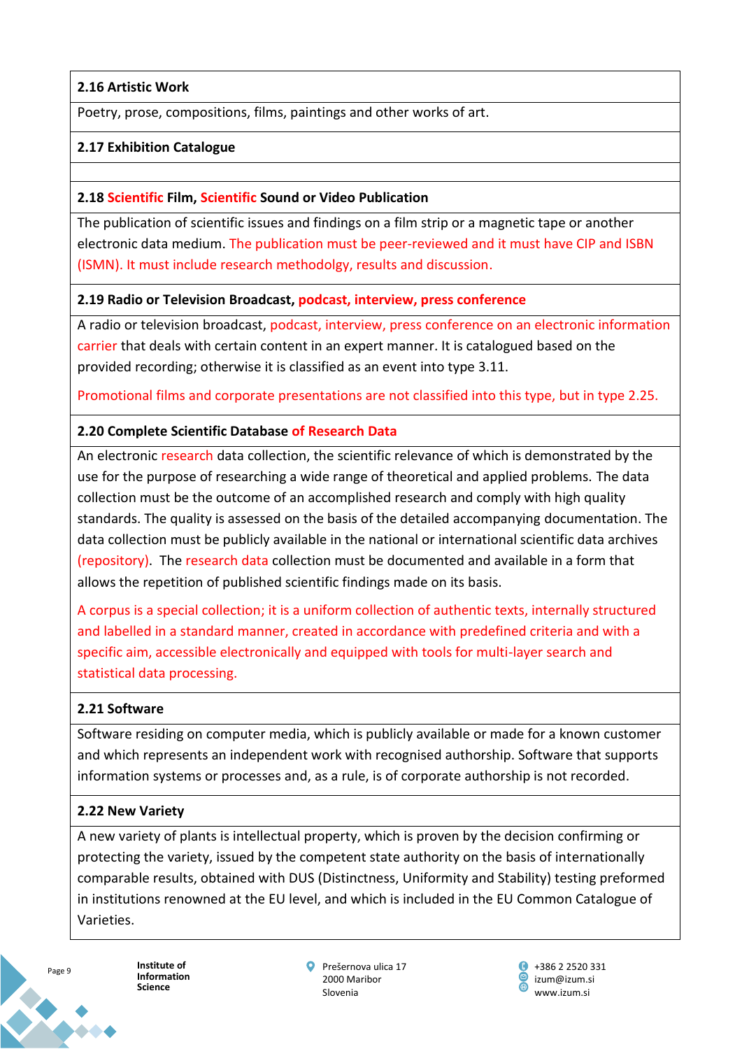### 2.16 Artistic Work

Poetry, prose, compositions, films, paintings and other works of art.

### 2.17 Exhibition Catalogue

### 2.18 Scientific Film, Scientific Sound or Video Publication

The publication of scientific issues and findings on a film strip or a magnetic tape or another electronic data medium. The publication must be peer-reviewed and it must have CIP and ISBN (ISMN). It must include research methodolgy, results and discussion.

### 2.19 Radio or Television Broadcast, podcast, interview, press conference

A radio or television broadcast, podcast, interview, press conference on an electronic information carrier that deals with certain content in an expert manner. It is catalogued based on the provided recording; otherwise it is classified as an event into type 3.11.

Promotional films and corporate presentations are not classified into this type, but in type 2.25.

### 2.20 Complete Scientific Database of Research Data

An electronic research data collection, the scientific relevance of which is demonstrated by the use for the purpose of researching a wide range of theoretical and applied problems. The data collection must be the outcome of an accomplished research and comply with high quality standards. The quality is assessed on the basis of the detailed accompanying documentation. The data collection must be publicly available in the national or international scientific data archives (repository). The research data collection must be documented and available in a form that allows the repetition of published scientific findings made on its basis.

A corpus is a special collection; it is a uniform collection of authentic texts, internally structured and labelled in a standard manner, created in accordance with predefined criteria and with a specific aim, accessible electronically and equipped with tools for multi-layer search and statistical data processing.

### 2.21 Software

Software residing on computer media, which is publicly available or made for a known customer and which represents an independent work with recognised authorship. Software that supports information systems or processes and, as a rule, is of corporate authorship is not recorded.

### 2.22 New Variety

A new variety of plants is intellectual property, which is proven by the decision confirming or protecting the variety, issued by the competent state authority on the basis of internationally comparable results, obtained with DUS (Distinctness, Uniformity and Stability) testing preformed in institutions renowned at the EU level, and which is included in the EU Common Catalogue of Varieties.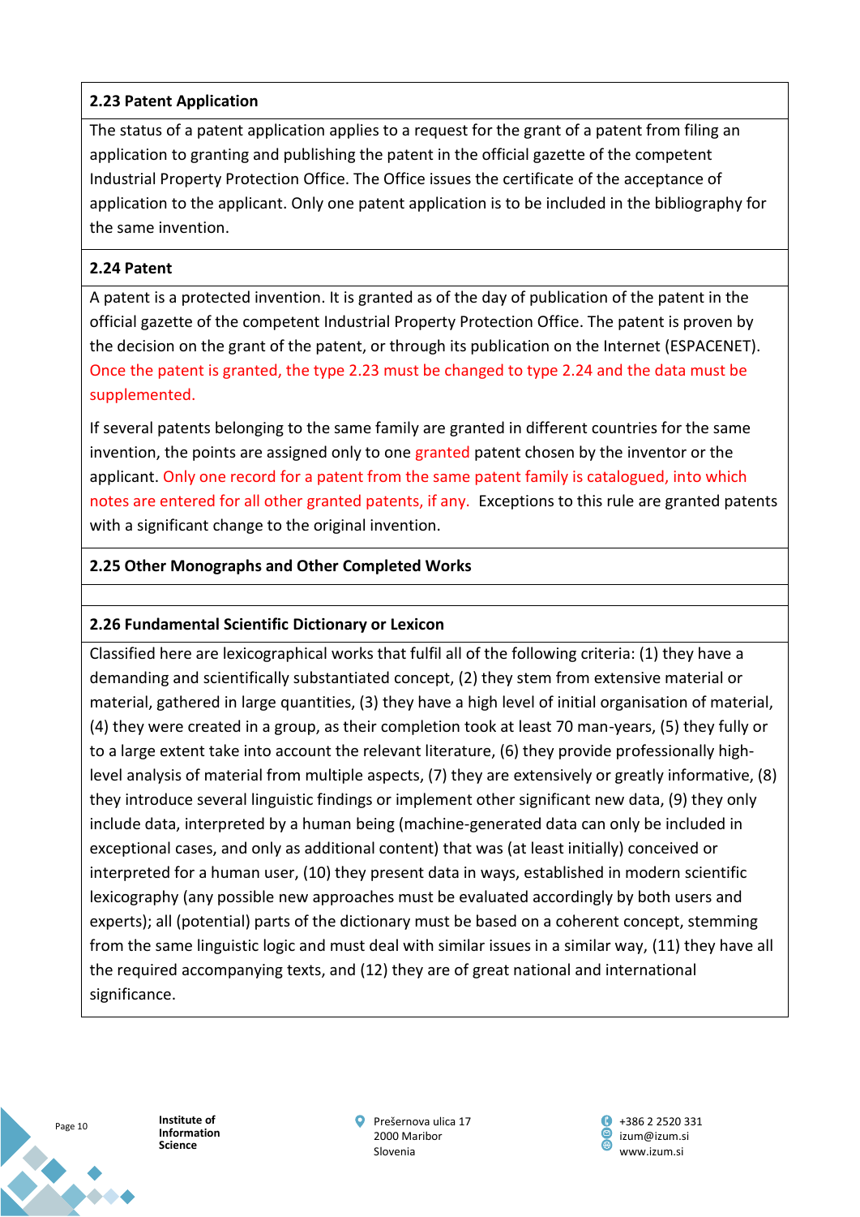### 2.23 Patent Application

The status of a patent application applies to a request for the grant of a patent from filing an application to granting and publishing the patent in the official gazette of the competent Industrial Property Protection Office. The Office issues the certificate of the acceptance of application to the applicant. Only one patent application is to be included in the bibliography for the same invention.

### 2.24 Patent

A patent is a protected invention. It is granted as of the day of publication of the patent in the official gazette of the competent Industrial Property Protection Office. The patent is proven by the decision on the grant of the patent, or through its publication on the Internet (ESPACENET). Once the patent is granted, the type 2.23 must be changed to type 2.24 and the data must be supplemented.

If several patents belonging to the same family are granted in different countries for the same invention, the points are assigned only to one granted patent chosen by the inventor or the applicant. Only one record for a patent from the same patent family is catalogued, into which notes are entered for all other granted patents, if any. Exceptions to this rule are granted patents with a significant change to the original invention.

### 2.25 Other Monographs and Other Completed Works

### 2.26 Fundamental Scientific Dictionary or Lexicon

Classified here are lexicographical works that fulfil all of the following criteria: (1) they have a demanding and scientifically substantiated concept, (2) they stem from extensive material or material, gathered in large quantities, (3) they have a high level of initial organisation of material, (4) they were created in a group, as their completion took at least 70 man-years, (5) they fully or to a large extent take into account the relevant literature, (6) they provide professionally high-level analysis of material from multiple aspects, (7) they are extensively or greatly informative, (8) they introduce several linguistic findings or implement other significant new data, (9) they only include data, interpreted by a human being (machine-generated data can only be included in exceptional cases, and only as additional content) that was (at least initially) conceived or interpreted for a human user, (10) they present data in ways, established in modern scientific lexicography (any possible new approaches must be evaluated accordingly by both users and experts); all (potential) parts of the dictionary must be based on a coherent concept, stemming from the same linguistic logic and must deal with similar issues in a similar way, (11) they have all the required accompanying texts, and (12) they are of great national and international significance.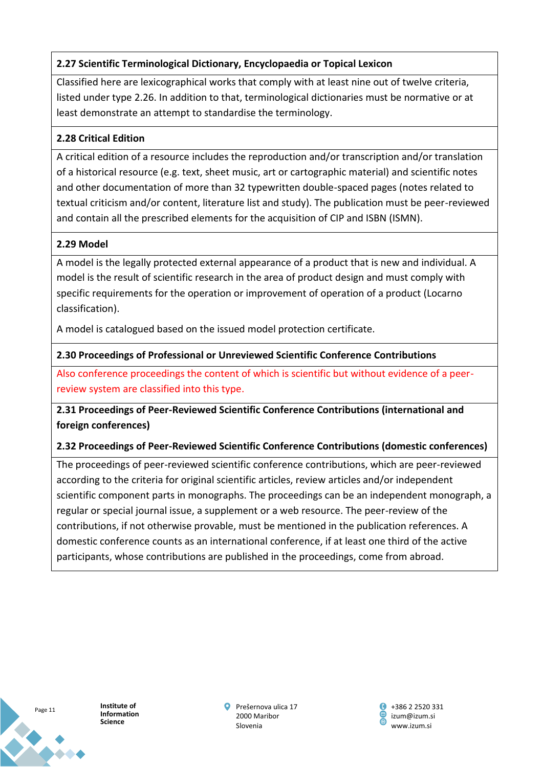### 2.27 Scientific Terminological Dictionary, Encyclopaedia or Topical Lexicon

Classified here are lexicographical works that comply with at least nine out of twelve criteria, listed under type 2.26. In addition to that, terminological dictionaries must be normative or at least demonstrate an attempt to standardise the terminology.

### 2.28 Critical Edition

A critical edition of a resource includes the reproduction and/or transcription and/or translation of a historical resource (e.g. text, sheet music, art or cartographic material) and scientific notes and other documentation of more than 32 typewritten double-spaced pages (notes related to textual criticism and/or content, literature list and study). The publication must be peer-reviewed and contain all the prescribed elements for the acquisition of CIP and ISBN (ISMN).

### 2.29 Model

A model is the legally protected external appearance of a product that is new and individual. A model is the result of scientific research in the area of product design and must comply with specific requirements for the operation or improvement of operation of a product (Locarno classification).

A model is catalogued based on the issued model protection certificate.

### 2.30 Proceedings of Professional or Unreviewed Scientific Conference Contributions

Also conference proceedings the content of which is scientific but without evidence of a peer-review system are classified into this type.

### 2.31 Proceedings of Peer-Reviewed Scientific Conference Contributions (international and foreign conferences)

### 2.32 Proceedings of Peer-Reviewed Scientific Conference Contributions (domestic conferences)

The proceedings of peer-reviewed scientific conference contributions, which are peer-reviewed according to the criteria for original scientific articles, review articles and/or independent scientific component parts in monographs. The proceedings can be an independent monograph, a regular or special journal issue, a supplement or a web resource. The peer-review of the contributions, if not otherwise provable, must be mentioned in the publication references. A domestic conference counts as an international conference, if at least one third of the active participants, whose contributions are published in the proceedings, come from abroad.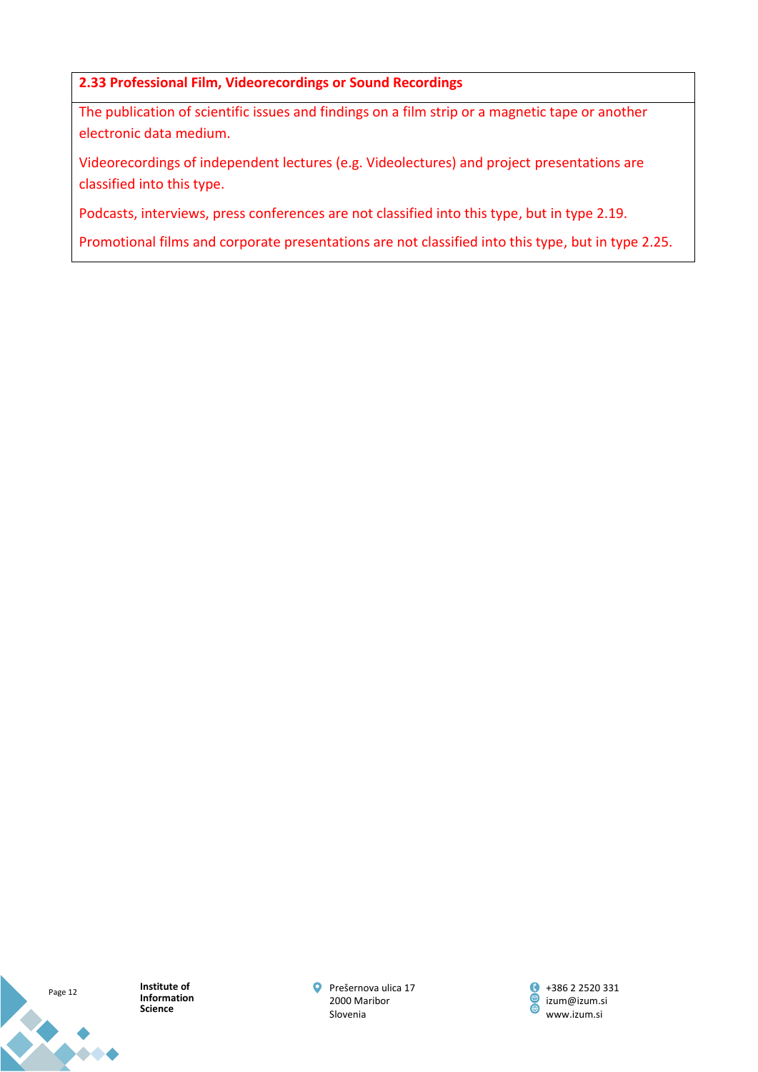**2.33 Professional Film, Videorecordings or Sound Recordings**

The publication of scientific issues and findings on a film strip or a magnetic tape or another electronic data medium.

Videorecordings of independent lectures (e.g. Videolectures) and project presentations are classified into this type.

Podcasts, interviews, press conferences are not classified into this type, but in type 2.19.

Promotional films and corporate presentations are not classified into this type, but in type 2.25.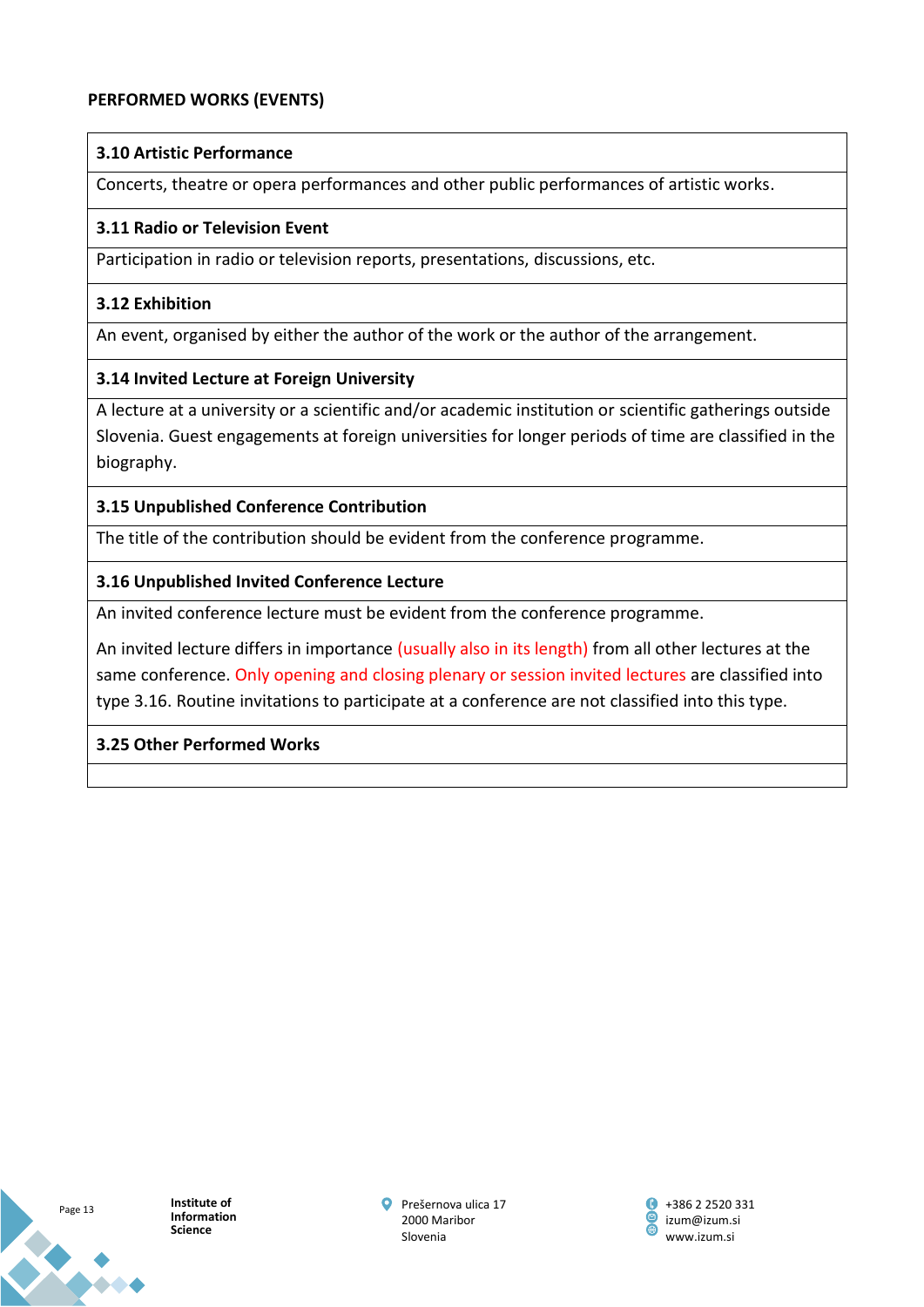**PERFORMED WORKS (EVENTS)**

| **3.10 Artistic Performance** |
|---|
| Concerts, theatre or opera performances and other public performances of artistic works. |
| **3.11 Radio or Television Event** |
| Participation in radio or television reports, presentations, discussions, etc. |
| **3.12 Exhibition** |
| An event, organised by either the author of the work or the author of the arrangement. |
| **3.14 Invited Lecture at Foreign University** |
| A lecture at a university or a scientific and/or academic institution or scientific gatherings outside Slovenia. Guest engagements at foreign universities for longer periods of time are classified in the biography. |
| **3.15 Unpublished Conference Contribution** |
| The title of the contribution should be evident from the conference programme. |
| **3.16 Unpublished Invited Conference Lecture** |
| An invited conference lecture must be evident from the conference programme. An invited lecture differs in importance (usually also in its length) from all other lectures at the same conference. Only opening and closing plenary or session invited lectures are classified into type 3.16. Routine invitations to participate at a conference are not classified into this type. |
| **3.25 Other Performed Works** |
| |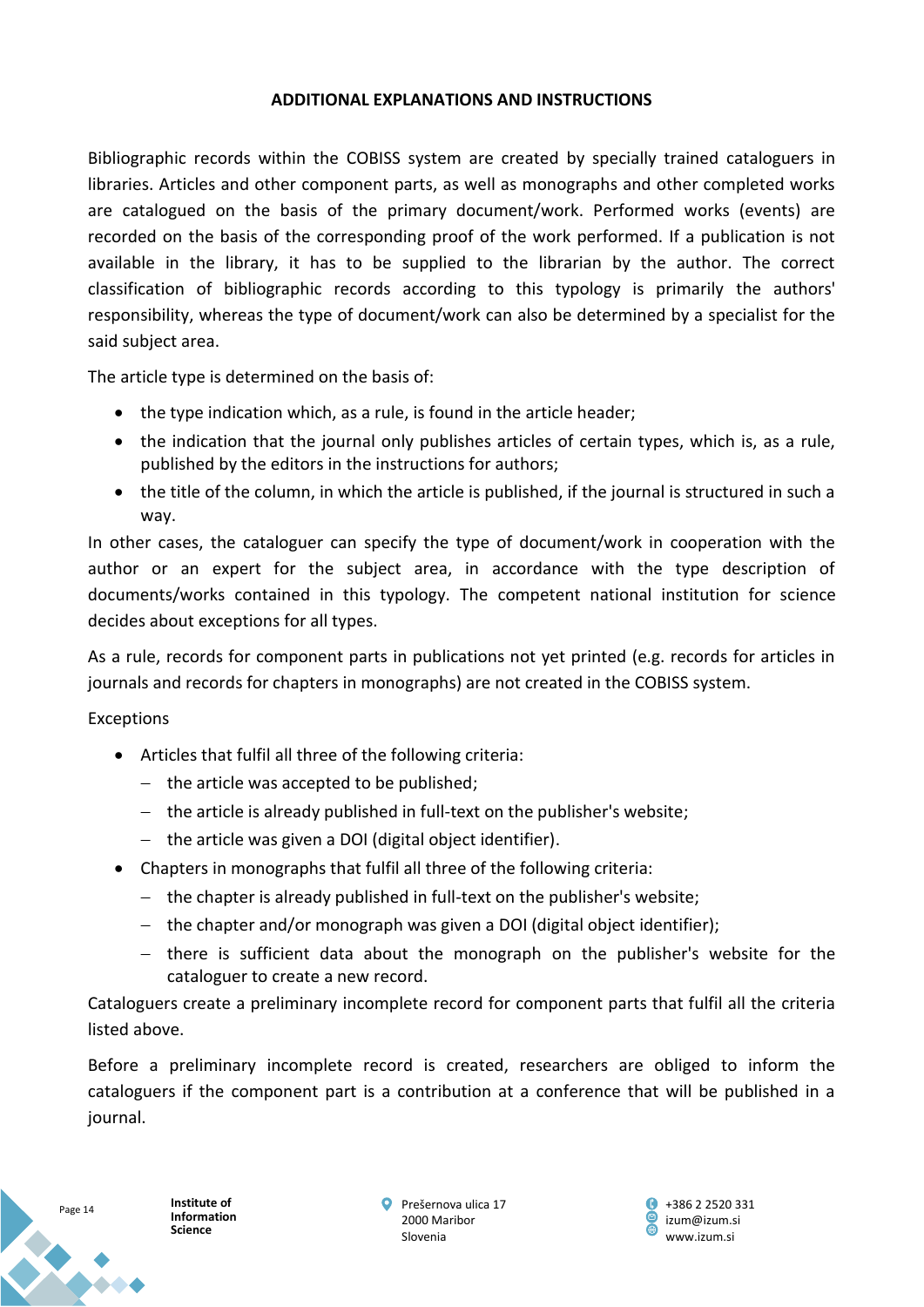## ADDITIONAL EXPLANATIONS AND INSTRUCTIONS

Bibliographic records within the COBISS system are created by specially trained cataloguers in libraries. Articles and other component parts, as well as monographs and other completed works are catalogued on the basis of the primary document/work. Performed works (events) are recorded on the basis of the corresponding proof of the work performed. If a publication is not available in the library, it has to be supplied to the librarian by the author. The correct classification of bibliographic records according to this typology is primarily the authors' responsibility, whereas the type of document/work can also be determined by a specialist for the said subject area.

The article type is determined on the basis of:

- the type indication which, as a rule, is found in the article header;
- the indication that the journal only publishes articles of certain types, which is, as a rule, published by the editors in the instructions for authors;
- the title of the column, in which the article is published, if the journal is structured in such a way.

In other cases, the cataloguer can specify the type of document/work in cooperation with the author or an expert for the subject area, in accordance with the type description of documents/works contained in this typology. The competent national institution for science decides about exceptions for all types.

As a rule, records for component parts in publications not yet printed (e.g. records for articles in journals and records for chapters in monographs) are not created in the COBISS system.

Exceptions

- Articles that fulfil all three of the following criteria:
  - the article was accepted to be published;
  - the article is already published in full-text on the publisher's website;
  - the article was given a DOI (digital object identifier).
- Chapters in monographs that fulfil all three of the following criteria:
  - the chapter is already published in full-text on the publisher's website;
  - the chapter and/or monograph was given a DOI (digital object identifier);
  - there is sufficient data about the monograph on the publisher's website for the cataloguer to create a new record.

Cataloguers create a preliminary incomplete record for component parts that fulfil all the criteria listed above.

Before a preliminary incomplete record is created, researchers are obliged to inform the cataloguers if the component part is a contribution at a conference that will be published in a journal.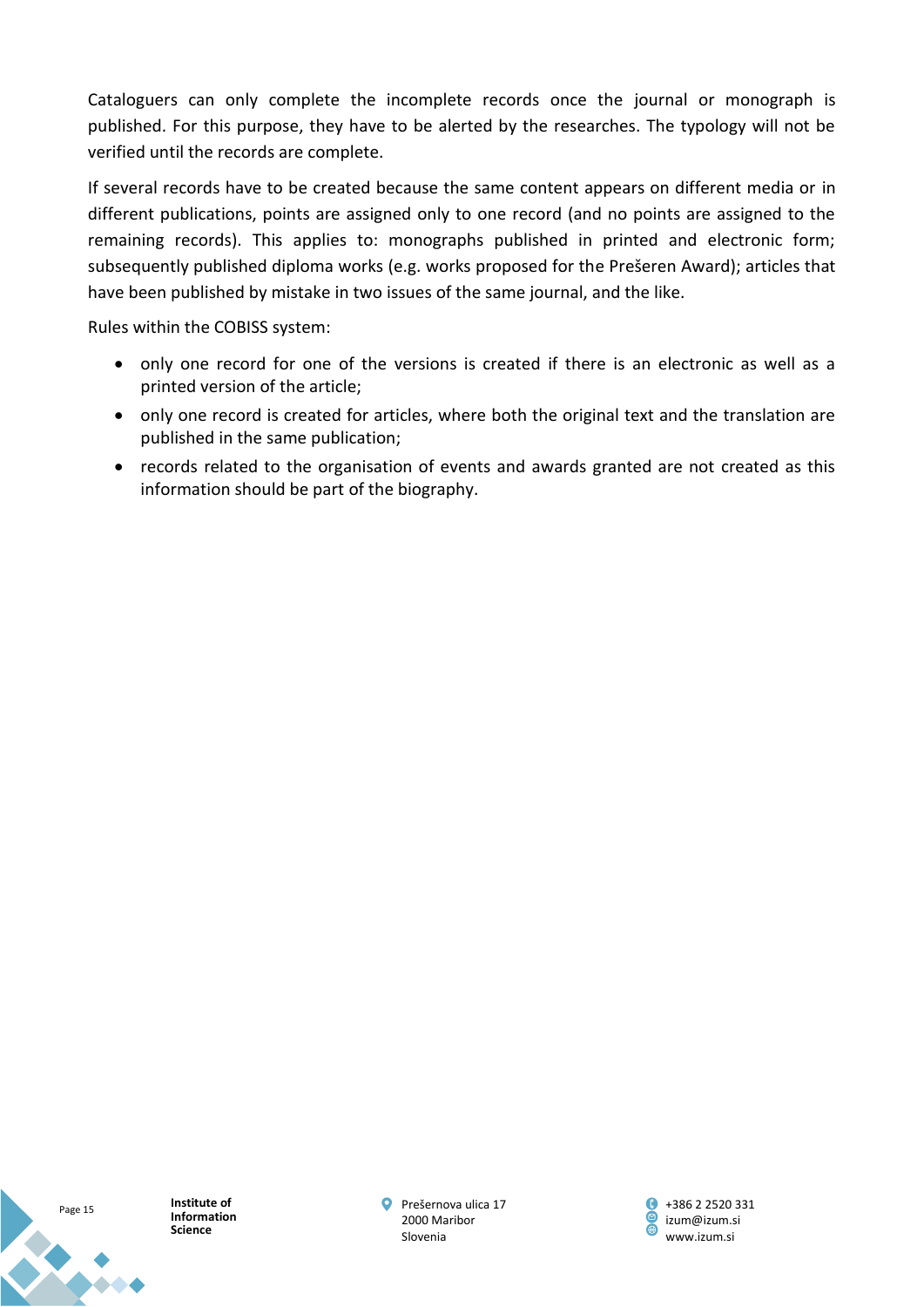Cataloguers can only complete the incomplete records once the journal or monograph is published. For this purpose, they have to be alerted by the researches. The typology will not be verified until the records are complete.

If several records have to be created because the same content appears on different media or in different publications, points are assigned only to one record (and no points are assigned to the remaining records). This applies to: monographs published in printed and electronic form; subsequently published diploma works (e.g. works proposed for the Prešeren Award); articles that have been published by mistake in two issues of the same journal, and the like.

Rules within the COBISS system:

- only one record for one of the versions is created if there is an electronic as well as a printed version of the article;
- only one record is created for articles, where both the original text and the translation are published in the same publication;
- records related to the organisation of events and awards granted are not created as this information should be part of the biography.